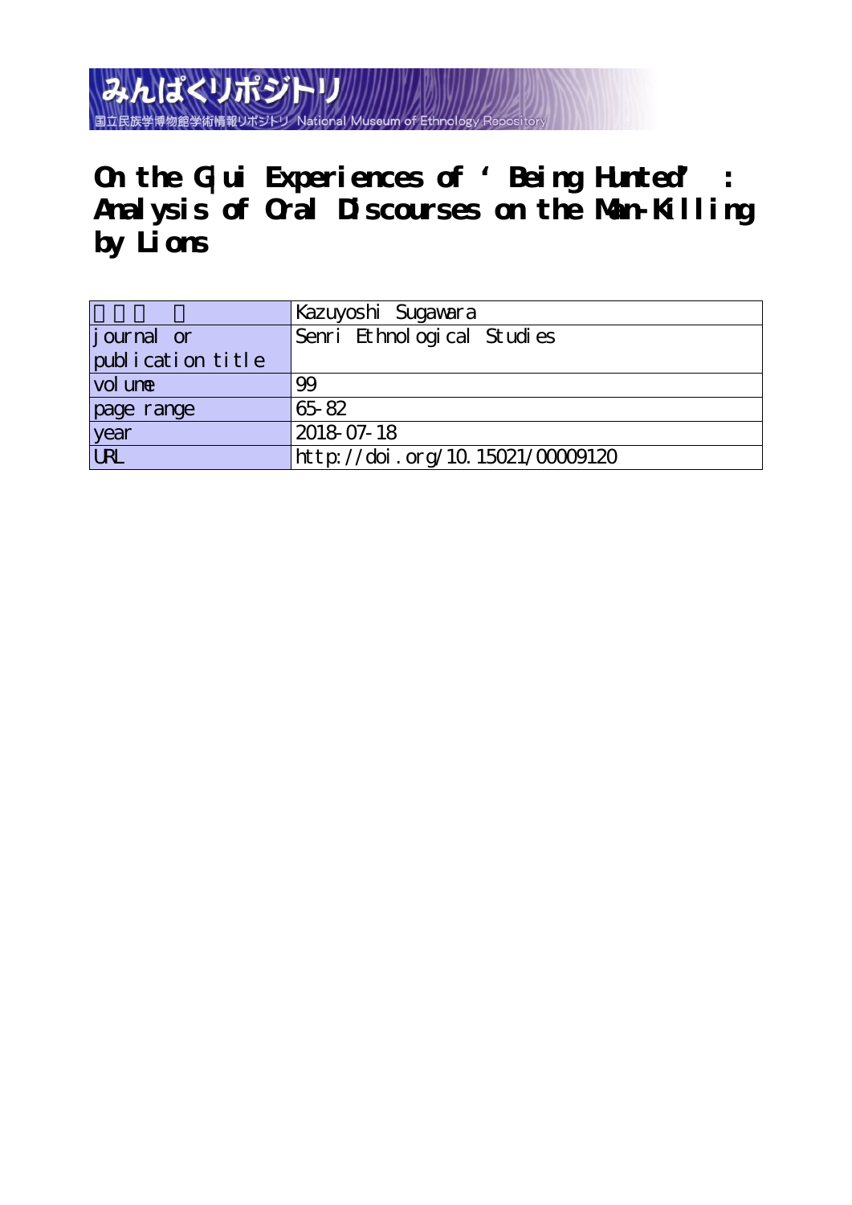# On the G|ui Experiences of ‘Being Hunted’ : Analysis of Oral Discourses on the Man-Killing by Lions

| 著者名 | Kazuyoshi Sugawara |
| --- | --- |
| journal or publication title | Senri Ethnological Studies |
| volume | 99 |
| page range | 65-82 |
| year | 2018-07-18 |
| URL | http://doi.org/10.15021/00009120 |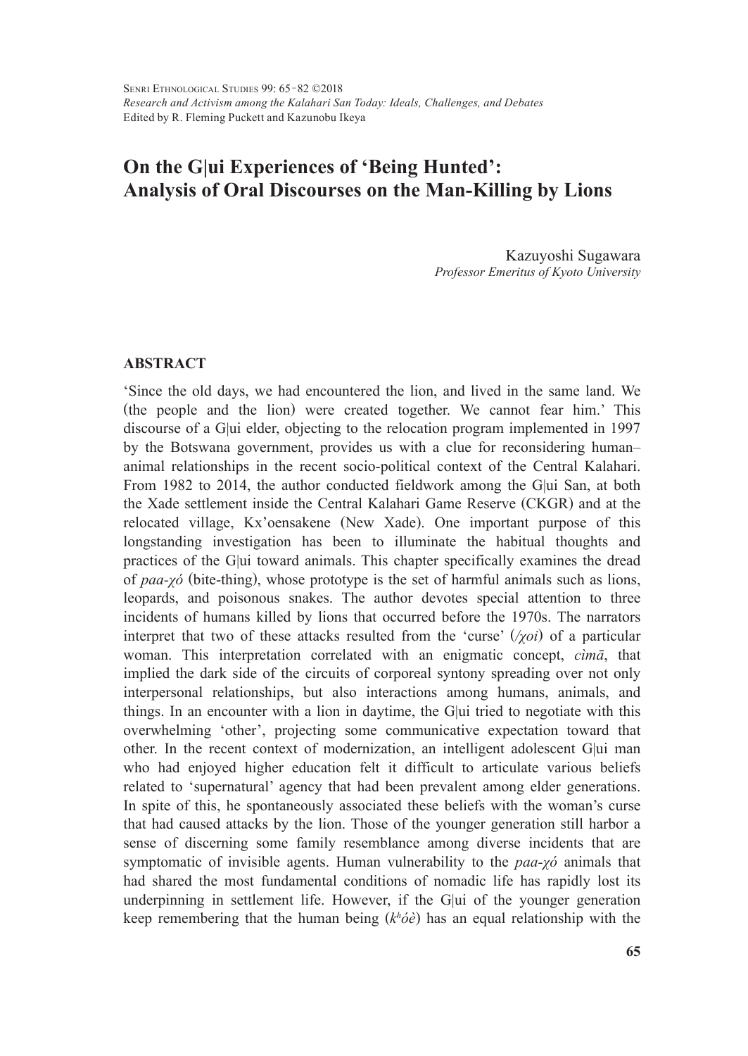# On the G|ui Experiences of 'Being Hunted': Analysis of Oral Discourses on the Man-Killing by Lions

Kazuyoshi Sugawara
*Professor Emeritus of Kyoto University*

## ABSTRACT

'Since the old days, we had encountered the lion, and lived in the same land. We (the people and the lion) were created together. We cannot fear him.' This discourse of a G|ui elder, objecting to the relocation program implemented in 1997 by the Botswana government, provides us with a clue for reconsidering human–animal relationships in the recent socio-political context of the Central Kalahari. From 1982 to 2014, the author conducted fieldwork among the G|ui San, at both the Xade settlement inside the Central Kalahari Game Reserve (CKGR) and at the relocated village, Kx'oensakene (New Xade). One important purpose of this longstanding investigation has been to illuminate the habitual thoughts and practices of the G|ui toward animals. This chapter specifically examines the dread of *paa-χó* (bite-thing), whose prototype is the set of harmful animals such as lions, leopards, and poisonous snakes. The author devotes special attention to three incidents of humans killed by lions that occurred before the 1970s. The narrators interpret that two of these attacks resulted from the 'curse' (*/χoi*) of a particular woman. This interpretation correlated with an enigmatic concept, *cìmā*, that implied the dark side of the circuits of corporeal syntony spreading over not only interpersonal relationships, but also interactions among humans, animals, and things. In an encounter with a lion in daytime, the G|ui tried to negotiate with this overwhelming 'other', projecting some communicative expectation toward that other. In the recent context of modernization, an intelligent adolescent G|ui man who had enjoyed higher education felt it difficult to articulate various beliefs related to 'supernatural' agency that had been prevalent among elder generations. In spite of this, he spontaneously associated these beliefs with the woman's curse that had caused attacks by the lion. Those of the younger generation still harbor a sense of discerning some family resemblance among diverse incidents that are symptomatic of invisible agents. Human vulnerability to the *paa-χó* animals that had shared the most fundamental conditions of nomadic life has rapidly lost its underpinning in settlement life. However, if the G|ui of the younger generation keep remembering that the human being (*kʰóè*) has an equal relationship with the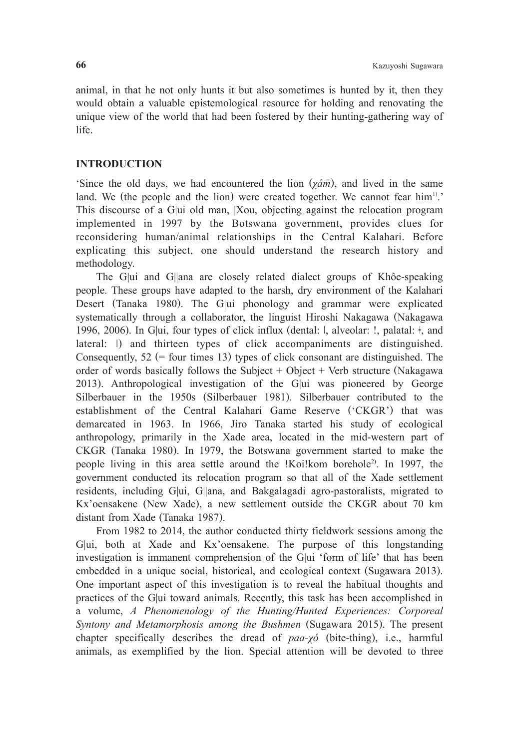animal, in that he not only hunts it but also sometimes is hunted by it, then they would obtain a valuable epistemological resource for holding and renovating the unique view of the world that had been fostered by their hunting-gathering way of life.

## INTRODUCTION

'Since the old days, we had encountered the lion (*χám̄*), and lived in the same land. We (the people and the lion) were created together. We cannot fear him[1).]' This discourse of a G|ui old man, |Xou, objecting against the relocation program implemented in 1997 by the Botswana government, provides clues for reconsidering human/animal relationships in the Central Kalahari. Before explicating this subject, one should understand the research history and methodology.

The G|ui and G||ana are closely related dialect groups of Khôe-speaking people. These groups have adapted to the harsh, dry environment of the Kalahari Desert (Tanaka 1980). The G|ui phonology and grammar were explicated systematically through a collaborator, the linguist Hiroshi Nakagawa (Nakagawa 1996, 2006). In G|ui, four types of click influx (dental: ǀ, alveolar: !, palatal: ǂ, and lateral: ǁ) and thirteen types of click accompaniments are distinguished. Consequently, 52 (= four times 13) types of click consonant are distinguished. The order of words basically follows the Subject + Object + Verb structure (Nakagawa 2013). Anthropological investigation of the G|ui was pioneered by George Silberbauer in the 1950s (Silberbauer 1981). Silberbauer contributed to the establishment of the Central Kalahari Game Reserve ('CKGR') that was demarcated in 1963. In 1966, Jiro Tanaka started his study of ecological anthropology, primarily in the Xade area, located in the mid-western part of CKGR (Tanaka 1980). In 1979, the Botswana government started to make the people living in this area settle around the !Koi!kom borehole[2)]. In 1997, the government conducted its relocation program so that all of the Xade settlement residents, including G|ui, G||ana, and Bakgalagadi agro-pastoralists, migrated to Kx'oensakene (New Xade), a new settlement outside the CKGR about 70 km distant from Xade (Tanaka 1987).

From 1982 to 2014, the author conducted thirty fieldwork sessions among the G|ui, both at Xade and Kx'oensakene. The purpose of this longstanding investigation is immanent comprehension of the G|ui 'form of life' that has been embedded in a unique social, historical, and ecological context (Sugawara 2013). One important aspect of this investigation is to reveal the habitual thoughts and practices of the G|ui toward animals. Recently, this task has been accomplished in a volume, *A Phenomenology of the Hunting/Hunted Experiences: Corporeal Syntony and Metamorphosis among the Bushmen* (Sugawara 2015). The present chapter specifically describes the dread of *paa-χó* (bite-thing), i.e., harmful animals, as exemplified by the lion. Special attention will be devoted to three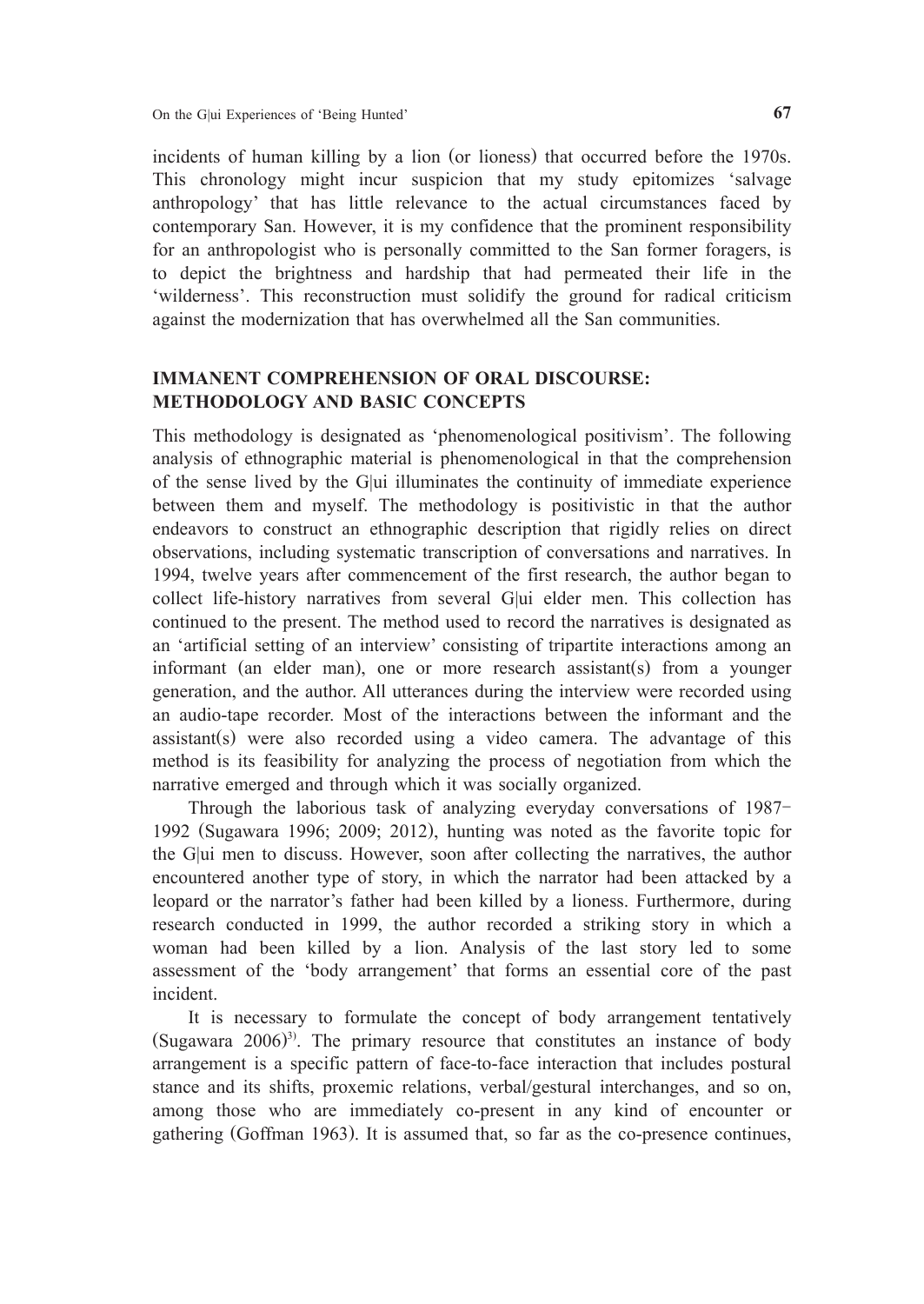incidents of human killing by a lion (or lioness) that occurred before the 1970s. This chronology might incur suspicion that my study epitomizes 'salvage anthropology' that has little relevance to the actual circumstances faced by contemporary San. However, it is my confidence that the prominent responsibility for an anthropologist who is personally committed to the San former foragers, is to depict the brightness and hardship that had permeated their life in the 'wilderness'. This reconstruction must solidify the ground for radical criticism against the modernization that has overwhelmed all the San communities.

## IMMANENT COMPREHENSION OF ORAL DISCOURSE: METHODOLOGY AND BASIC CONCEPTS

This methodology is designated as 'phenomenological positivism'. The following analysis of ethnographic material is phenomenological in that the comprehension of the sense lived by the G|ui illuminates the continuity of immediate experience between them and myself. The methodology is positivistic in that the author endeavors to construct an ethnographic description that rigidly relies on direct observations, including systematic transcription of conversations and narratives. In 1994, twelve years after commencement of the first research, the author began to collect life-history narratives from several G|ui elder men. This collection has continued to the present. The method used to record the narratives is designated as an 'artificial setting of an interview' consisting of tripartite interactions among an informant (an elder man), one or more research assistant(s) from a younger generation, and the author. All utterances during the interview were recorded using an audio-tape recorder. Most of the interactions between the informant and the assistant(s) were also recorded using a video camera. The advantage of this method is its feasibility for analyzing the process of negotiation from which the narrative emerged and through which it was socially organized.

Through the laborious task of analyzing everyday conversations of 1987–1992 (Sugawara 1996; 2009; 2012), hunting was noted as the favorite topic for the G|ui men to discuss. However, soon after collecting the narratives, the author encountered another type of story, in which the narrator had been attacked by a leopard or the narrator's father had been killed by a lioness. Furthermore, during research conducted in 1999, the author recorded a striking story in which a woman had been killed by a lion. Analysis of the last story led to some assessment of the 'body arrangement' that forms an essential core of the past incident.

It is necessary to formulate the concept of body arrangement tentatively (Sugawara 2006)[3]. The primary resource that constitutes an instance of body arrangement is a specific pattern of face-to-face interaction that includes postural stance and its shifts, proxemic relations, verbal/gestural interchanges, and so on, among those who are immediately co-present in any kind of encounter or gathering (Goffman 1963). It is assumed that, so far as the co-presence continues,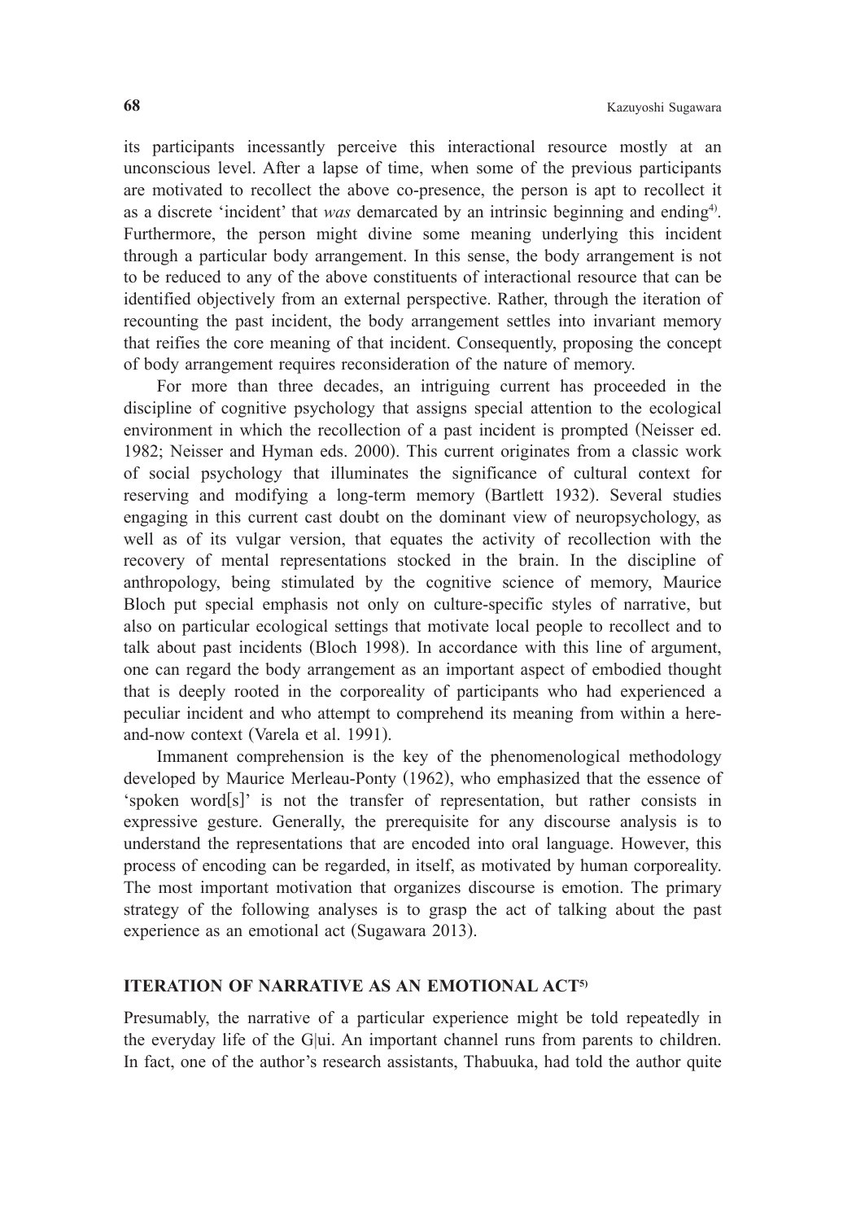its participants incessantly perceive this interactional resource mostly at an unconscious level. After a lapse of time, when some of the previous participants are motivated to recollect the above co-presence, the person is apt to recollect it as a discrete 'incident' that *was* demarcated by an intrinsic beginning and ending[4]. Furthermore, the person might divine some meaning underlying this incident through a particular body arrangement. In this sense, the body arrangement is not to be reduced to any of the above constituents of interactional resource that can be identified objectively from an external perspective. Rather, through the iteration of recounting the past incident, the body arrangement settles into invariant memory that reifies the core meaning of that incident. Consequently, proposing the concept of body arrangement requires reconsideration of the nature of memory.

For more than three decades, an intriguing current has proceeded in the discipline of cognitive psychology that assigns special attention to the ecological environment in which the recollection of a past incident is prompted (Neisser ed. 1982; Neisser and Hyman eds. 2000). This current originates from a classic work of social psychology that illuminates the significance of cultural context for reserving and modifying a long-term memory (Bartlett 1932). Several studies engaging in this current cast doubt on the dominant view of neuropsychology, as well as of its vulgar version, that equates the activity of recollection with the recovery of mental representations stocked in the brain. In the discipline of anthropology, being stimulated by the cognitive science of memory, Maurice Bloch put special emphasis not only on culture-specific styles of narrative, but also on particular ecological settings that motivate local people to recollect and to talk about past incidents (Bloch 1998). In accordance with this line of argument, one can regard the body arrangement as an important aspect of embodied thought that is deeply rooted in the corporeality of participants who had experienced a peculiar incident and who attempt to comprehend its meaning from within a here-and-now context (Varela et al. 1991).

Immanent comprehension is the key of the phenomenological methodology developed by Maurice Merleau-Ponty (1962), who emphasized that the essence of 'spoken word[s]' is not the transfer of representation, but rather consists in expressive gesture. Generally, the prerequisite for any discourse analysis is to understand the representations that are encoded into oral language. However, this process of encoding can be regarded, in itself, as motivated by human corporeality. The most important motivation that organizes discourse is emotion. The primary strategy of the following analyses is to grasp the act of talking about the past experience as an emotional act (Sugawara 2013).

## ITERATION OF NARRATIVE AS AN EMOTIONAL ACT[5]

Presumably, the narrative of a particular experience might be told repeatedly in the everyday life of the G|ui. An important channel runs from parents to children. In fact, one of the author's research assistants, Thabuuka, had told the author quite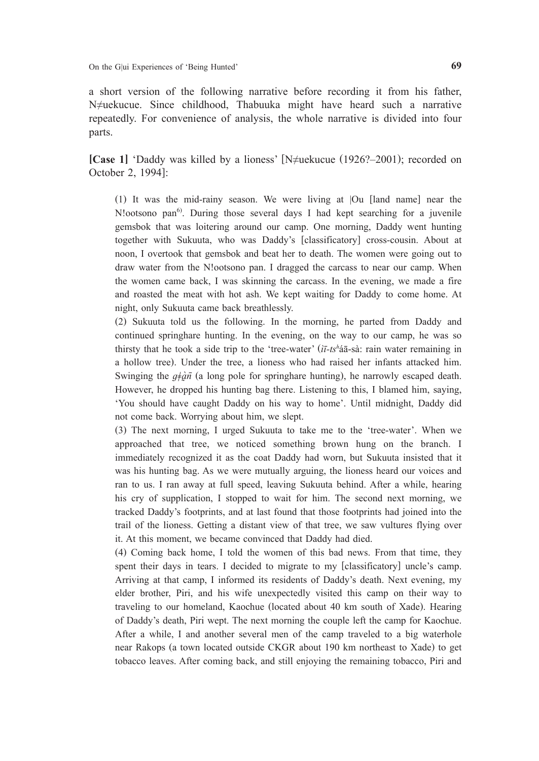a short version of the following narrative before recording it from his father, N≠uekucue. Since childhood, Thabuuka might have heard such a narrative repeatedly. For convenience of analysis, the whole narrative is divided into four parts.

**[Case 1]** 'Daddy was killed by a lioness' [N≠uekucue (1926?–2001); recorded on October 2, 1994]:

> (1) It was the mid-rainy season. We were living at |Ou [land name] near the N!ootsono pan[6]. During those several days I had kept searching for a juvenile gemsbok that was loitering around our camp. One morning, Daddy went hunting together with Sukuuta, who was Daddy's [classificatory] cross-cousin. About at noon, I overtook that gemsbok and beat her to death. The women were going out to draw water from the N!ootsono pan. I dragged the carcass to near our camp. When the women came back, I was skinning the carcass. In the evening, we made a fire and roasted the meat with hot ash. We kept waiting for Daddy to come home. At night, only Sukuuta came back breathlessly.
>
> (2) Sukuuta told us the following. In the morning, he parted from Daddy and continued springhare hunting. In the evening, on the way to our camp, he was so thirsty that he took a side trip to the 'tree-water' (*ìī-tsʰáā-sà*: rain water remaining in a hollow tree). Under the tree, a lioness who had raised her infants attacked him. Swinging the *g‡àn̄* (a long pole for springhare hunting), he narrowly escaped death. However, he dropped his hunting bag there. Listening to this, I blamed him, saying, 'You should have caught Daddy on his way to home'. Until midnight, Daddy did not come back. Worrying about him, we slept.
>
> (3) The next morning, I urged Sukuuta to take me to the 'tree-water'. When we approached that tree, we noticed something brown hung on the branch. I immediately recognized it as the coat Daddy had worn, but Sukuuta insisted that it was his hunting bag. As we were mutually arguing, the lioness heard our voices and ran to us. I ran away at full speed, leaving Sukuuta behind. After a while, hearing his cry of supplication, I stopped to wait for him. The second next morning, we tracked Daddy's footprints, and at last found that those footprints had joined into the trail of the lioness. Getting a distant view of that tree, we saw vultures flying over it. At this moment, we became convinced that Daddy had died.
>
> (4) Coming back home, I told the women of this bad news. From that time, they spent their days in tears. I decided to migrate to my [classificatory] uncle's camp. Arriving at that camp, I informed its residents of Daddy's death. Next evening, my elder brother, Piri, and his wife unexpectedly visited this camp on their way to traveling to our homeland, Kaochue (located about 40 km south of Xade). Hearing of Daddy's death, Piri wept. The next morning the couple left the camp for Kaochue. After a while, I and another several men of the camp traveled to a big waterhole near Rakops (a town located outside CKGR about 190 km northeast to Xade) to get tobacco leaves. After coming back, and still enjoying the remaining tobacco, Piri and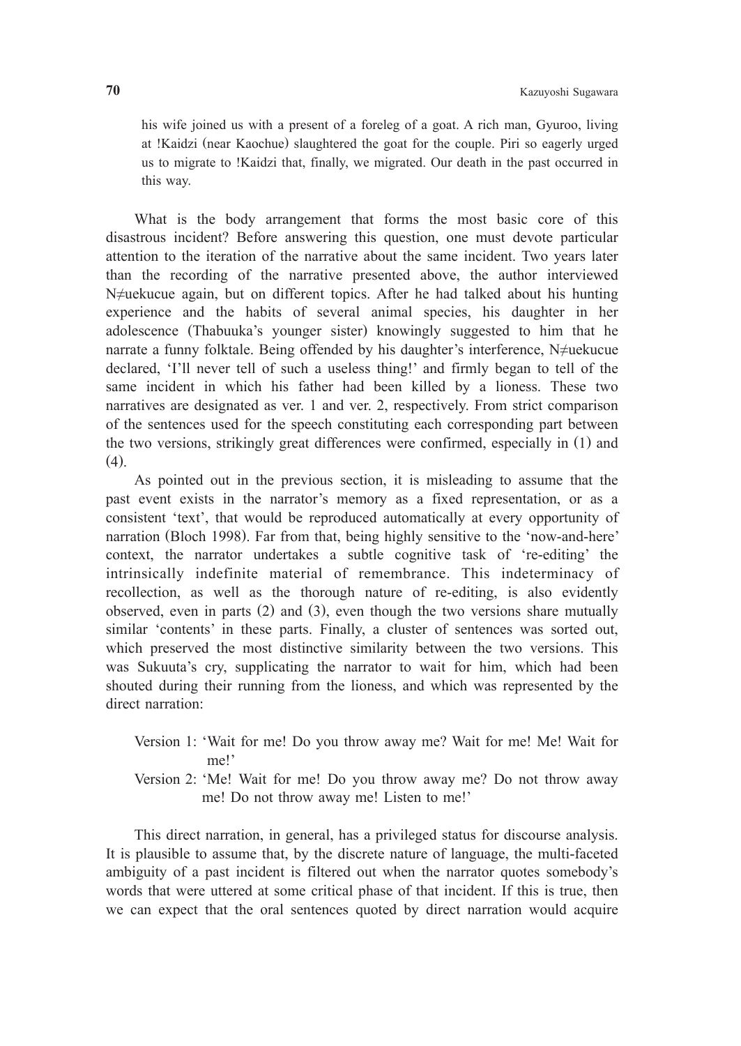his wife joined us with a present of a foreleg of a goat. A rich man, Gyuroo, living at !Kaidzi (near Kaochue) slaughtered the goat for the couple. Piri so eagerly urged us to migrate to !Kaidzi that, finally, we migrated. Our death in the past occurred in this way.

What is the body arrangement that forms the most basic core of this disastrous incident? Before answering this question, one must devote particular attention to the iteration of the narrative about the same incident. Two years later than the recording of the narrative presented above, the author interviewed N≠uekucue again, but on different topics. After he had talked about his hunting experience and the habits of several animal species, his daughter in her adolescence (Thabuuka's younger sister) knowingly suggested to him that he narrate a funny folktale. Being offended by his daughter's interference, N≠uekucue declared, 'I'll never tell of such a useless thing!' and firmly began to tell of the same incident in which his father had been killed by a lioness. These two narratives are designated as ver. 1 and ver. 2, respectively. From strict comparison of the sentences used for the speech constituting each corresponding part between the two versions, strikingly great differences were confirmed, especially in (1) and (4).

As pointed out in the previous section, it is misleading to assume that the past event exists in the narrator's memory as a fixed representation, or as a consistent 'text', that would be reproduced automatically at every opportunity of narration (Bloch 1998). Far from that, being highly sensitive to the 'now-and-here' context, the narrator undertakes a subtle cognitive task of 're-editing' the intrinsically indefinite material of remembrance. This indeterminacy of recollection, as well as the thorough nature of re-editing, is also evidently observed, even in parts (2) and (3), even though the two versions share mutually similar 'contents' in these parts. Finally, a cluster of sentences was sorted out, which preserved the most distinctive similarity between the two versions. This was Sukuuta's cry, supplicating the narrator to wait for him, which had been shouted during their running from the lioness, and which was represented by the direct narration:

Version 1: 'Wait for me! Do you throw away me? Wait for me! Me! Wait for me!'

Version 2: 'Me! Wait for me! Do you throw away me? Do not throw away me! Do not throw away me! Listen to me!'

This direct narration, in general, has a privileged status for discourse analysis. It is plausible to assume that, by the discrete nature of language, the multi-faceted ambiguity of a past incident is filtered out when the narrator quotes somebody's words that were uttered at some critical phase of that incident. If this is true, then we can expect that the oral sentences quoted by direct narration would acquire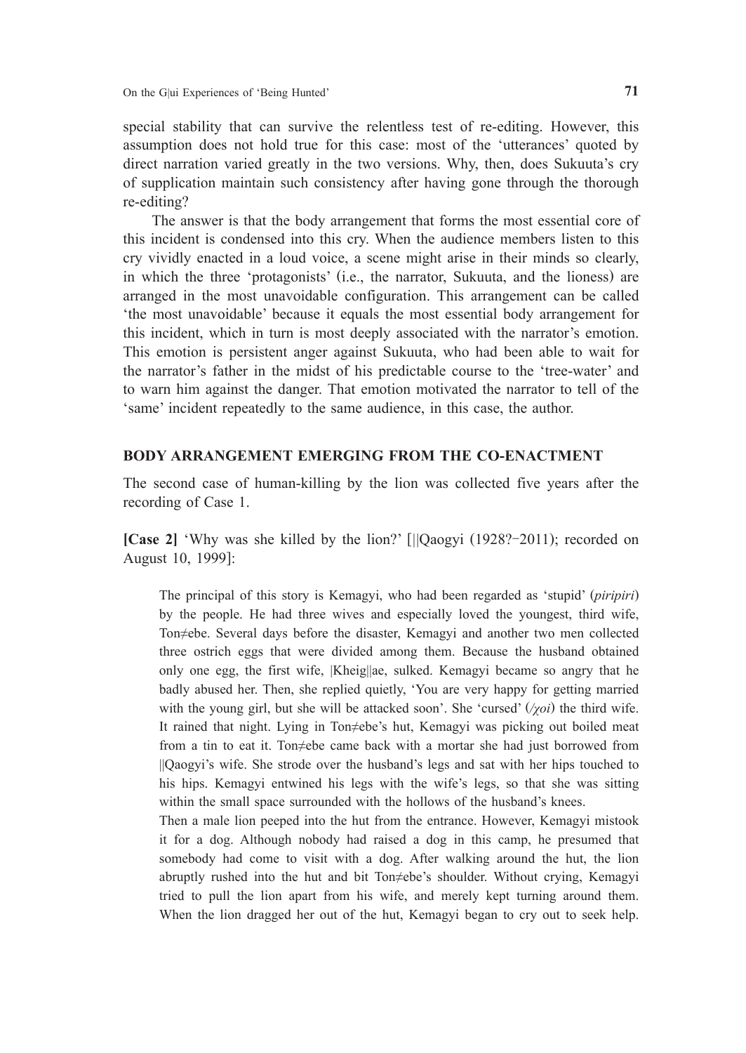special stability that can survive the relentless test of re-editing. However, this assumption does not hold true for this case: most of the 'utterances' quoted by direct narration varied greatly in the two versions. Why, then, does Sukuuta's cry of supplication maintain such consistency after having gone through the thorough re-editing?

The answer is that the body arrangement that forms the most essential core of this incident is condensed into this cry. When the audience members listen to this cry vividly enacted in a loud voice, a scene might arise in their minds so clearly, in which the three 'protagonists' (i.e., the narrator, Sukuuta, and the lioness) are arranged in the most unavoidable configuration. This arrangement can be called 'the most unavoidable' because it equals the most essential body arrangement for this incident, which in turn is most deeply associated with the narrator's emotion. This emotion is persistent anger against Sukuuta, who had been able to wait for the narrator's father in the midst of his predictable course to the 'tree-water' and to warn him against the danger. That emotion motivated the narrator to tell of the 'same' incident repeatedly to the same audience, in this case, the author.

## BODY ARRANGEMENT EMERGING FROM THE CO-ENACTMENT

The second case of human-killing by the lion was collected five years after the recording of Case 1.

**[Case 2]** 'Why was she killed by the lion?' [||Qaogyi (1928?−2011); recorded on August 10, 1999]:

> The principal of this story is Kemagyi, who had been regarded as 'stupid' (*piripiri*) by the people. He had three wives and especially loved the youngest, third wife, Ton≠ebe. Several days before the disaster, Kemagyi and another two men collected three ostrich eggs that were divided among them. Because the husband obtained only one egg, the first wife, |Kheig||ae, sulked. Kemagyi became so angry that he badly abused her. Then, she replied quietly, 'You are very happy for getting married with the young girl, but she will be attacked soon'. She 'cursed' (*/χoi*) the third wife. It rained that night. Lying in Ton≠ebe's hut, Kemagyi was picking out boiled meat from a tin to eat it. Ton≠ebe came back with a mortar she had just borrowed from ||Qaogyi's wife. She strode over the husband's legs and sat with her hips touched to his hips. Kemagyi entwined his legs with the wife's legs, so that she was sitting within the small space surrounded with the hollows of the husband's knees.
>
> Then a male lion peeped into the hut from the entrance. However, Kemagyi mistook it for a dog. Although nobody had raised a dog in this camp, he presumed that somebody had come to visit with a dog. After walking around the hut, the lion abruptly rushed into the hut and bit Ton≠ebe's shoulder. Without crying, Kemagyi tried to pull the lion apart from his wife, and merely kept turning around them. When the lion dragged her out of the hut, Kemagyi began to cry out to seek help.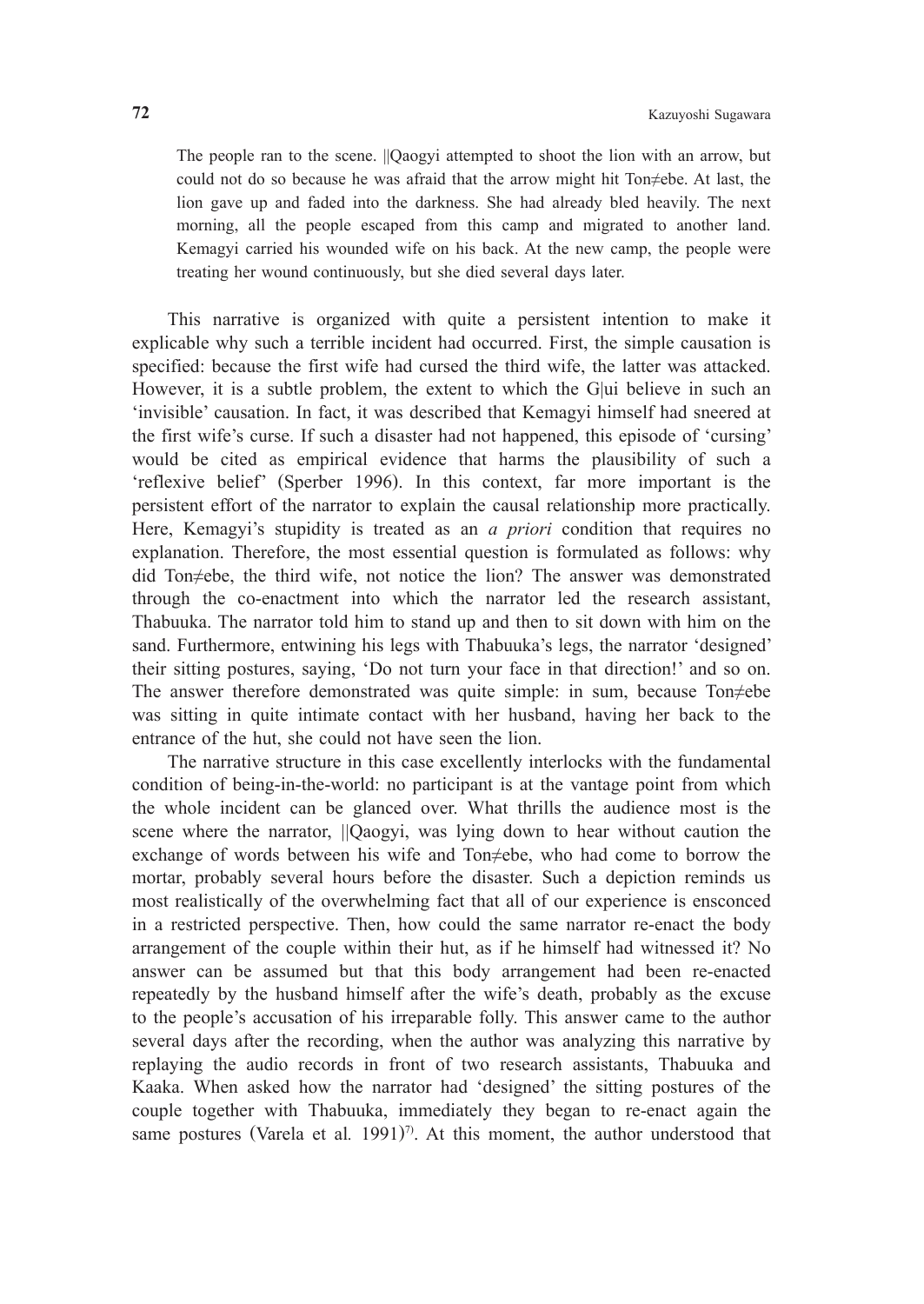> The people ran to the scene. ||Qaogyi attempted to shoot the lion with an arrow, but could not do so because he was afraid that the arrow might hit Ton≠ebe. At last, the lion gave up and faded into the darkness. She had already bled heavily. The next morning, all the people escaped from this camp and migrated to another land. Kemagyi carried his wounded wife on his back. At the new camp, the people were treating her wound continuously, but she died several days later.

This narrative is organized with quite a persistent intention to make it explicable why such a terrible incident had occurred. First, the simple causation is specified: because the first wife had cursed the third wife, the latter was attacked. However, it is a subtle problem, the extent to which the G|ui believe in such an 'invisible' causation. In fact, it was described that Kemagyi himself had sneered at the first wife's curse. If such a disaster had not happened, this episode of 'cursing' would be cited as empirical evidence that harms the plausibility of such a 'reflexive belief' (Sperber 1996). In this context, far more important is the persistent effort of the narrator to explain the causal relationship more practically. Here, Kemagyi's stupidity is treated as an *a priori* condition that requires no explanation. Therefore, the most essential question is formulated as follows: why did Ton≠ebe, the third wife, not notice the lion? The answer was demonstrated through the co-enactment into which the narrator led the research assistant, Thabuuka. The narrator told him to stand up and then to sit down with him on the sand. Furthermore, entwining his legs with Thabuuka's legs, the narrator 'designed' their sitting postures, saying, 'Do not turn your face in that direction!' and so on. The answer therefore demonstrated was quite simple: in sum, because Ton≠ebe was sitting in quite intimate contact with her husband, having her back to the entrance of the hut, she could not have seen the lion.

The narrative structure in this case excellently interlocks with the fundamental condition of being-in-the-world: no participant is at the vantage point from which the whole incident can be glanced over. What thrills the audience most is the scene where the narrator, ||Qaogyi, was lying down to hear without caution the exchange of words between his wife and Ton≠ebe, who had come to borrow the mortar, probably several hours before the disaster. Such a depiction reminds us most realistically of the overwhelming fact that all of our experience is ensconced in a restricted perspective. Then, how could the same narrator re-enact the body arrangement of the couple within their hut, as if he himself had witnessed it? No answer can be assumed but that this body arrangement had been re-enacted repeatedly by the husband himself after the wife's death, probably as the excuse to the people's accusation of his irreparable folly. This answer came to the author several days after the recording, when the author was analyzing this narrative by replaying the audio records in front of two research assistants, Thabuuka and Kaaka. When asked how the narrator had 'designed' the sitting postures of the couple together with Thabuuka, immediately they began to re-enact again the same postures (Varela et al. 1991)[7]. At this moment, the author understood that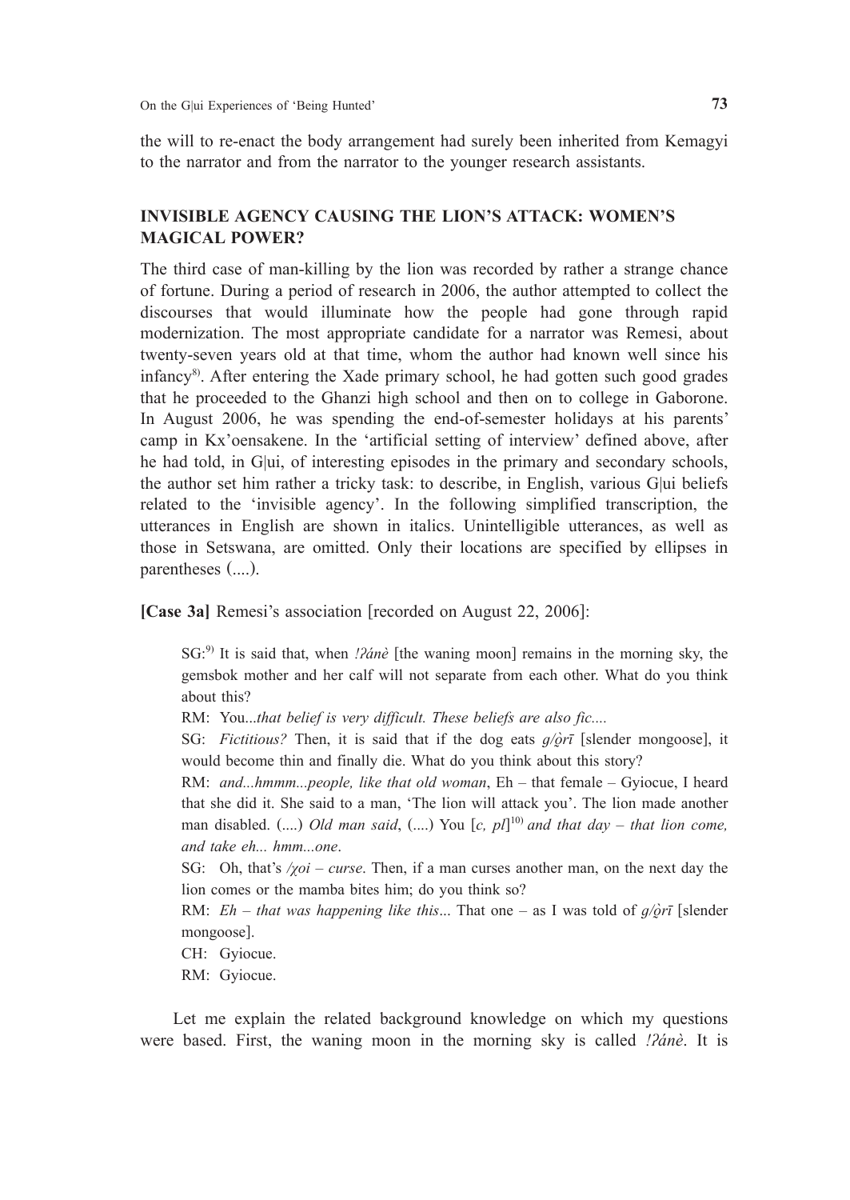the will to re-enact the body arrangement had surely been inherited from Kemagyi to the narrator and from the narrator to the younger research assistants.

## INVISIBLE AGENCY CAUSING THE LION'S ATTACK: WOMEN'S MAGICAL POWER?

The third case of man-killing by the lion was recorded by rather a strange chance of fortune. During a period of research in 2006, the author attempted to collect the discourses that would illuminate how the people had gone through rapid modernization. The most appropriate candidate for a narrator was Remesi, about twenty-seven years old at that time, whom the author had known well since his infancy[8]. After entering the Xade primary school, he had gotten such good grades that he proceeded to the Ghanzi high school and then on to college in Gaborone. In August 2006, he was spending the end-of-semester holidays at his parents' camp in Kx'oensakene. In the 'artificial setting of interview' defined above, after he had told, in G|ui, of interesting episodes in the primary and secondary schools, the author set him rather a tricky task: to describe, in English, various G|ui beliefs related to the 'invisible agency'. In the following simplified transcription, the utterances in English are shown in italics. Unintelligible utterances, as well as those in Setswana, are omitted. Only their locations are specified by ellipses in parentheses (....).

**[Case 3a]** Remesi's association [recorded on August 22, 2006]:

> SG:[9] It is said that, when *!ʔánè* [the waning moon] remains in the morning sky, the gemsbok mother and her calf will not separate from each other. What do you think about this?
>
> RM: You...*that belief is very difficult. These beliefs are also fic....*
>
> SG: *Fictitious?* Then, it is said that if the dog eats *g/ò̰rī* [slender mongoose], it would become thin and finally die. What do you think about this story?
>
> RM: *and...hmmm...people, like that old woman*, Eh – that female – Gyiocue, I heard that she did it. She said to a man, 'The lion will attack you'. The lion made another man disabled. (....) *Old man said*, (....) You [*c, pl*][10] *and that day – that lion come, and take eh... hmm...one*.
>
> SG: Oh, that's */χoi – curse*. Then, if a man curses another man, on the next day the lion comes or the mamba bites him; do you think so?
>
> RM: *Eh – that was happening like this*... That one – as I was told of *g/ò̰rī* [slender mongoose].
>
> CH: Gyiocue.
>
> RM: Gyiocue.

Let me explain the related background knowledge on which my questions were based. First, the waning moon in the morning sky is called *!ʔánè*. It is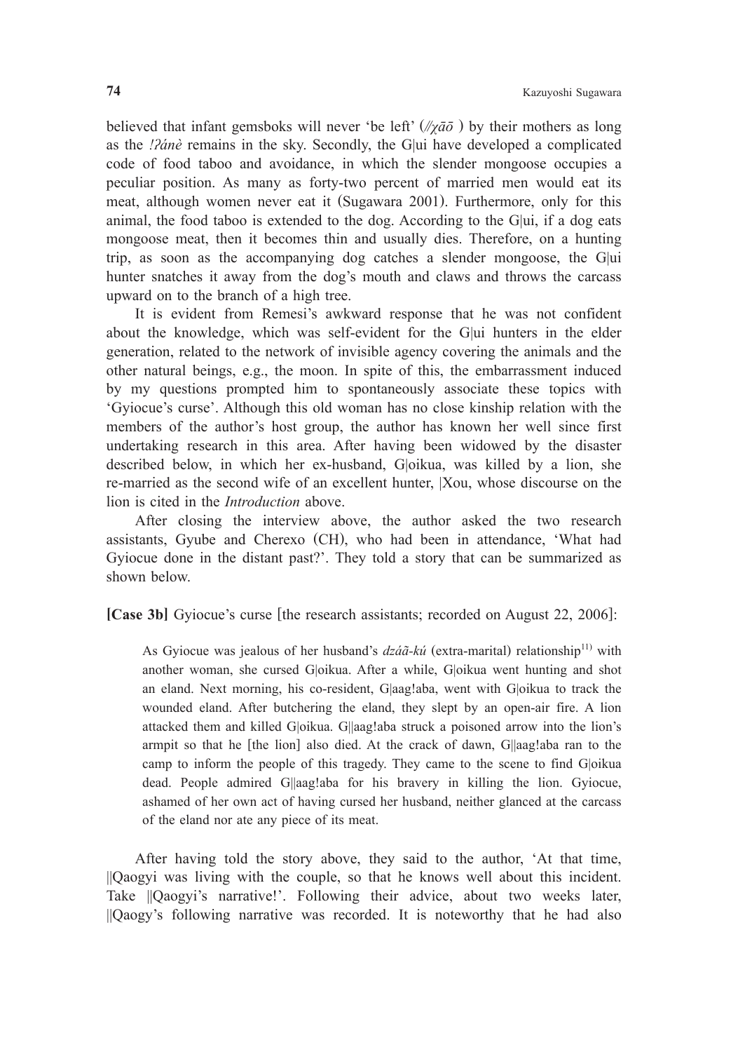believed that infant gemsboks will never 'be left' (*//χāō* ) by their mothers as long as the *!ʔánè* remains in the sky. Secondly, the G|ui have developed a complicated code of food taboo and avoidance, in which the slender mongoose occupies a peculiar position. As many as forty-two percent of married men would eat its meat, although women never eat it (Sugawara 2001). Furthermore, only for this animal, the food taboo is extended to the dog. According to the G|ui, if a dog eats mongoose meat, then it becomes thin and usually dies. Therefore, on a hunting trip, as soon as the accompanying dog catches a slender mongoose, the G|ui hunter snatches it away from the dog's mouth and claws and throws the carcass upward on to the branch of a high tree.

It is evident from Remesi's awkward response that he was not confident about the knowledge, which was self-evident for the G|ui hunters in the elder generation, related to the network of invisible agency covering the animals and the other natural beings, e.g., the moon. In spite of this, the embarrassment induced by my questions prompted him to spontaneously associate these topics with 'Gyiocue's curse'. Although this old woman has no close kinship relation with the members of the author's host group, the author has known her well since first undertaking research in this area. After having been widowed by the disaster described below, in which her ex-husband, G|oikua, was killed by a lion, she re-married as the second wife of an excellent hunter, |Xou, whose discourse on the lion is cited in the *Introduction* above.

After closing the interview above, the author asked the two research assistants, Gyube and Cherexo (CH), who had been in attendance, 'What had Gyiocue done in the distant past?'. They told a story that can be summarized as shown below.

**[Case 3b]** Gyiocue's curse [the research assistants; recorded on August 22, 2006]:

> As Gyiocue was jealous of her husband's *dzáã-kú* (extra-marital) relationship[11] with another woman, she cursed G|oikua. After a while, G|oikua went hunting and shot an eland. Next morning, his co-resident, G|aag!aba, went with G|oikua to track the wounded eland. After butchering the eland, they slept by an open-air fire. A lion attacked them and killed G|oikua. G||aag!aba struck a poisoned arrow into the lion's armpit so that he [the lion] also died. At the crack of dawn, G||aag!aba ran to the camp to inform the people of this tragedy. They came to the scene to find G|oikua dead. People admired G||aag!aba for his bravery in killing the lion. Gyiocue, ashamed of her own act of having cursed her husband, neither glanced at the carcass of the eland nor ate any piece of its meat.

After having told the story above, they said to the author, 'At that time, ||Qaogyi was living with the couple, so that he knows well about this incident. Take ||Qaogyi's narrative!'. Following their advice, about two weeks later, ||Qaogy's following narrative was recorded. It is noteworthy that he had also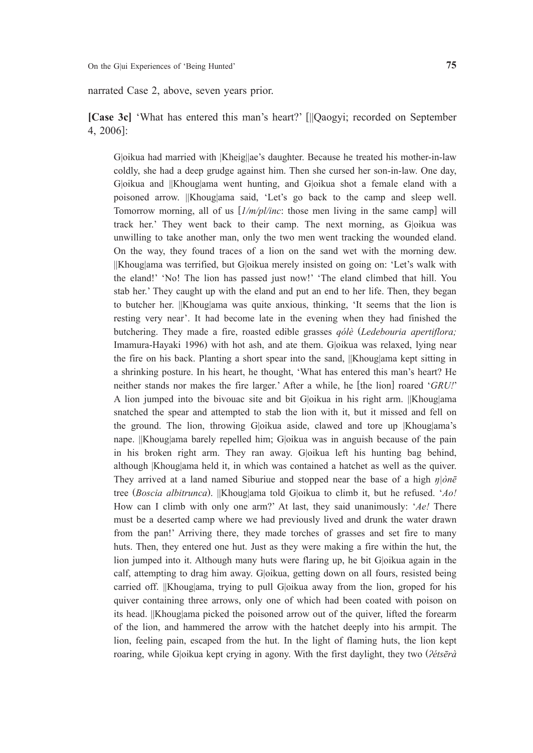narrated Case 2, above, seven years prior.

**[Case 3c]** 'What has entered this man's heart?' [||Qaogyi; recorded on September 4, 2006]:

> G|oikua had married with |Kheig||ae's daughter. Because he treated his mother-in-law coldly, she had a deep grudge against him. Then she cursed her son-in-law. One day, G|oikua and ||Khoug|ama went hunting, and G|oikua shot a female eland with a poisoned arrow. ||Khoug|ama said, 'Let's go back to the camp and sleep well. Tomorrow morning, all of us [*1/m/pl/inc*: those men living in the same camp] will track her.' They went back to their camp. The next morning, as G|oikua was unwilling to take another man, only the two men went tracking the wounded eland. On the way, they found traces of a lion on the sand wet with the morning dew. ||Khoug|ama was terrified, but G|oikua merely insisted on going on: 'Let's walk with the eland!' 'No! The lion has passed just now!' 'The eland climbed that hill. You stab her.' They caught up with the eland and put an end to her life. Then, they began to butcher her. ||Khoug|ama was quite anxious, thinking, 'It seems that the lion is resting very near'. It had become late in the evening when they had finished the butchering. They made a fire, roasted edible grasses *qólè* (*Ledebouria apertiflora;* Imamura-Hayaki 1996) with hot ash, and ate them. G|oikua was relaxed, lying near the fire on his back. Planting a short spear into the sand, ||Khoug|ama kept sitting in a shrinking posture. In his heart, he thought, 'What has entered this man's heart? He neither stands nor makes the fire larger.' After a while, he [the lion] roared '*GRU!*' A lion jumped into the bivouac site and bit G|oikua in his right arm. ||Khoug|ama snatched the spear and attempted to stab the lion with it, but it missed and fell on the ground. The lion, throwing G|oikua aside, clawed and tore up |Khoug|ama's nape. ||Khoug|ama barely repelled him; G|oikua was in anguish because of the pain in his broken right arm. They ran away. G|oikua left his hunting bag behind, although |Khoug|ama held it, in which was contained a hatchet as well as the quiver. They arrived at a land named Siburiue and stopped near the base of a high *ŋ|ònē* tree (*Boscia albitrunca*). ||Khoug|ama told G|oikua to climb it, but he refused. '*Ao!* How can I climb with only one arm?' At last, they said unanimously: '*Ae!* There must be a deserted camp where we had previously lived and drunk the water drawn from the pan!' Arriving there, they made torches of grasses and set fire to many huts. Then, they entered one hut. Just as they were making a fire within the hut, the lion jumped into it. Although many huts were flaring up, he bit G|oikua again in the calf, attempting to drag him away. G|oikua, getting down on all fours, resisted being carried off. ||Khoug|ama, trying to pull G|oikua away from the lion, groped for his quiver containing three arrows, only one of which had been coated with poison on its head. ||Khoug|ama picked the poisoned arrow out of the quiver, lifted the forearm of the lion, and hammered the arrow with the hatchet deeply into his armpit. The lion, feeling pain, escaped from the hut. In the light of flaming huts, the lion kept roaring, while G|oikua kept crying in agony. With the first daylight, they two (*ʔétsērà*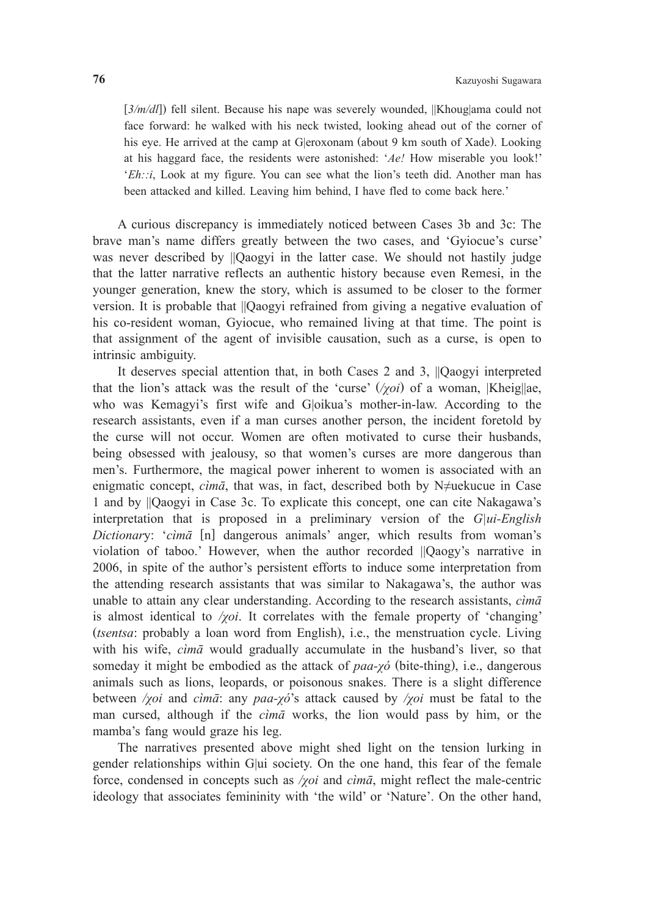[*3/m/dl*]) fell silent. Because his nape was severely wounded, ||Khoug|ama could not face forward: he walked with his neck twisted, looking ahead out of the corner of his eye. He arrived at the camp at G|eroxonam (about 9 km south of Xade). Looking at his haggard face, the residents were astonished: '*Ae!* How miserable you look!' '*Eh::i*, Look at my figure. You can see what the lion's teeth did. Another man has been attacked and killed. Leaving him behind, I have fled to come back here.'

A curious discrepancy is immediately noticed between Cases 3b and 3c: The brave man's name differs greatly between the two cases, and 'Gyiocue's curse' was never described by ||Qaogyi in the latter case. We should not hastily judge that the latter narrative reflects an authentic history because even Remesi, in the younger generation, knew the story, which is assumed to be closer to the former version. It is probable that ||Qaogyi refrained from giving a negative evaluation of his co-resident woman, Gyiocue, who remained living at that time. The point is that assignment of the agent of invisible causation, such as a curse, is open to intrinsic ambiguity.

It deserves special attention that, in both Cases 2 and 3, ||Qaogyi interpreted that the lion's attack was the result of the 'curse' (*/χoi*) of a woman, |Kheig||ae, who was Kemagyi's first wife and G|oikua's mother-in-law. According to the research assistants, even if a man curses another person, the incident foretold by the curse will not occur. Women are often motivated to curse their husbands, being obsessed with jealousy, so that women's curses are more dangerous than men's. Furthermore, the magical power inherent to women is associated with an enigmatic concept, *cìmā*, that was, in fact, described both by N≠uekucue in Case 1 and by ||Qaogyi in Case 3c. To explicate this concept, one can cite Nakagawa's interpretation that is proposed in a preliminary version of the *G|ui-English Dictionary*: '*cìmā* [n] dangerous animals' anger, which results from woman's violation of taboo.' However, when the author recorded ||Qaogy's narrative in 2006, in spite of the author's persistent efforts to induce some interpretation from the attending research assistants that was similar to Nakagawa's, the author was unable to attain any clear understanding. According to the research assistants, *cìmā* is almost identical to */χoi*. It correlates with the female property of 'changing' (*tsentsa*: probably a loan word from English), i.e., the menstruation cycle. Living with his wife, *cìmā* would gradually accumulate in the husband's liver, so that someday it might be embodied as the attack of *paa-χó* (bite-thing), i.e., dangerous animals such as lions, leopards, or poisonous snakes. There is a slight difference between */χoi* and *cìmā*: any *paa-χó*'s attack caused by */χoi* must be fatal to the man cursed, although if the *cìmā* works, the lion would pass by him, or the mamba's fang would graze his leg.

The narratives presented above might shed light on the tension lurking in gender relationships within G|ui society. On the one hand, this fear of the female force, condensed in concepts such as */χoi* and *cìmā*, might reflect the male-centric ideology that associates femininity with 'the wild' or 'Nature'. On the other hand,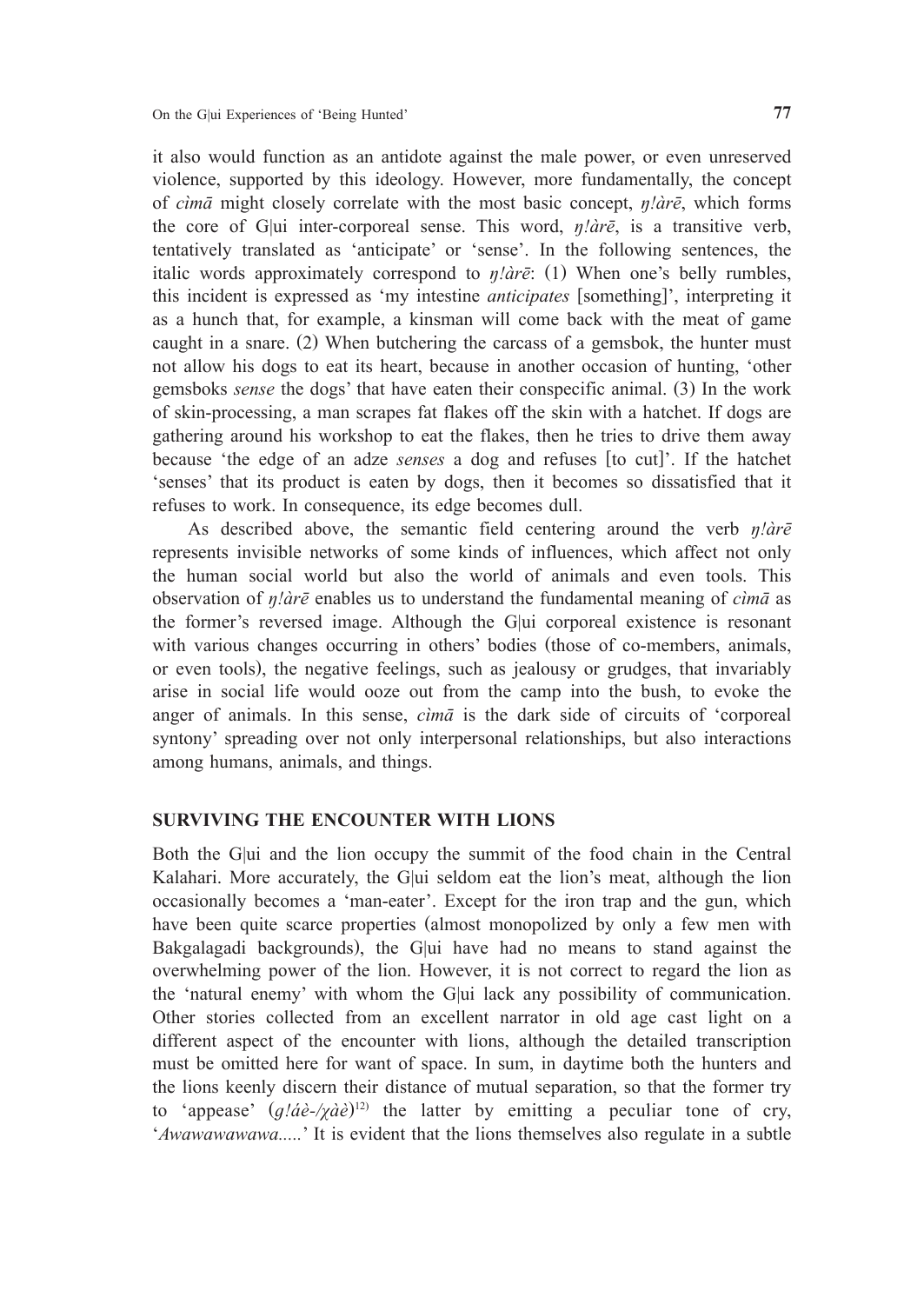it also would function as an antidote against the male power, or even unreserved violence, supported by this ideology. However, more fundamentally, the concept of *cìmā* might closely correlate with the most basic concept, *ŋ!àrē*, which forms the core of G|ui inter-corporeal sense. This word, *ŋ!àrē*, is a transitive verb, tentatively translated as 'anticipate' or 'sense'. In the following sentences, the italic words approximately correspond to *ŋ!àrē*: (1) When one's belly rumbles, this incident is expressed as 'my intestine *anticipates* [something]', interpreting it as a hunch that, for example, a kinsman will come back with the meat of game caught in a snare. (2) When butchering the carcass of a gemsbok, the hunter must not allow his dogs to eat its heart, because in another occasion of hunting, 'other gemsboks *sense* the dogs' that have eaten their conspecific animal. (3) In the work of skin-processing, a man scrapes fat flakes off the skin with a hatchet. If dogs are gathering around his workshop to eat the flakes, then he tries to drive them away because 'the edge of an adze *senses* a dog and refuses [to cut]'. If the hatchet 'senses' that its product is eaten by dogs, then it becomes so dissatisfied that it refuses to work. In consequence, its edge becomes dull.

As described above, the semantic field centering around the verb *ŋ!àrē* represents invisible networks of some kinds of influences, which affect not only the human social world but also the world of animals and even tools. This observation of *ŋ!àrē* enables us to understand the fundamental meaning of *cìmā* as the former's reversed image. Although the G|ui corporeal existence is resonant with various changes occurring in others' bodies (those of co-members, animals, or even tools), the negative feelings, such as jealousy or grudges, that invariably arise in social life would ooze out from the camp into the bush, to evoke the anger of animals. In this sense, *cìmā* is the dark side of circuits of 'corporeal syntony' spreading over not only interpersonal relationships, but also interactions among humans, animals, and things.

## SURVIVING THE ENCOUNTER WITH LIONS

Both the G|ui and the lion occupy the summit of the food chain in the Central Kalahari. More accurately, the G|ui seldom eat the lion's meat, although the lion occasionally becomes a 'man-eater'. Except for the iron trap and the gun, which have been quite scarce properties (almost monopolized by only a few men with Bakgalagadi backgrounds), the G|ui have had no means to stand against the overwhelming power of the lion. However, it is not correct to regard the lion as the 'natural enemy' with whom the G|ui lack any possibility of communication. Other stories collected from an excellent narrator in old age cast light on a different aspect of the encounter with lions, although the detailed transcription must be omitted here for want of space. In sum, in daytime both the hunters and the lions keenly discern their distance of mutual separation, so that the former try to 'appease' (*g!áè-/χàè*)[12] the latter by emitting a peculiar tone of cry, '*Awawawawawa.....*' It is evident that the lions themselves also regulate in a subtle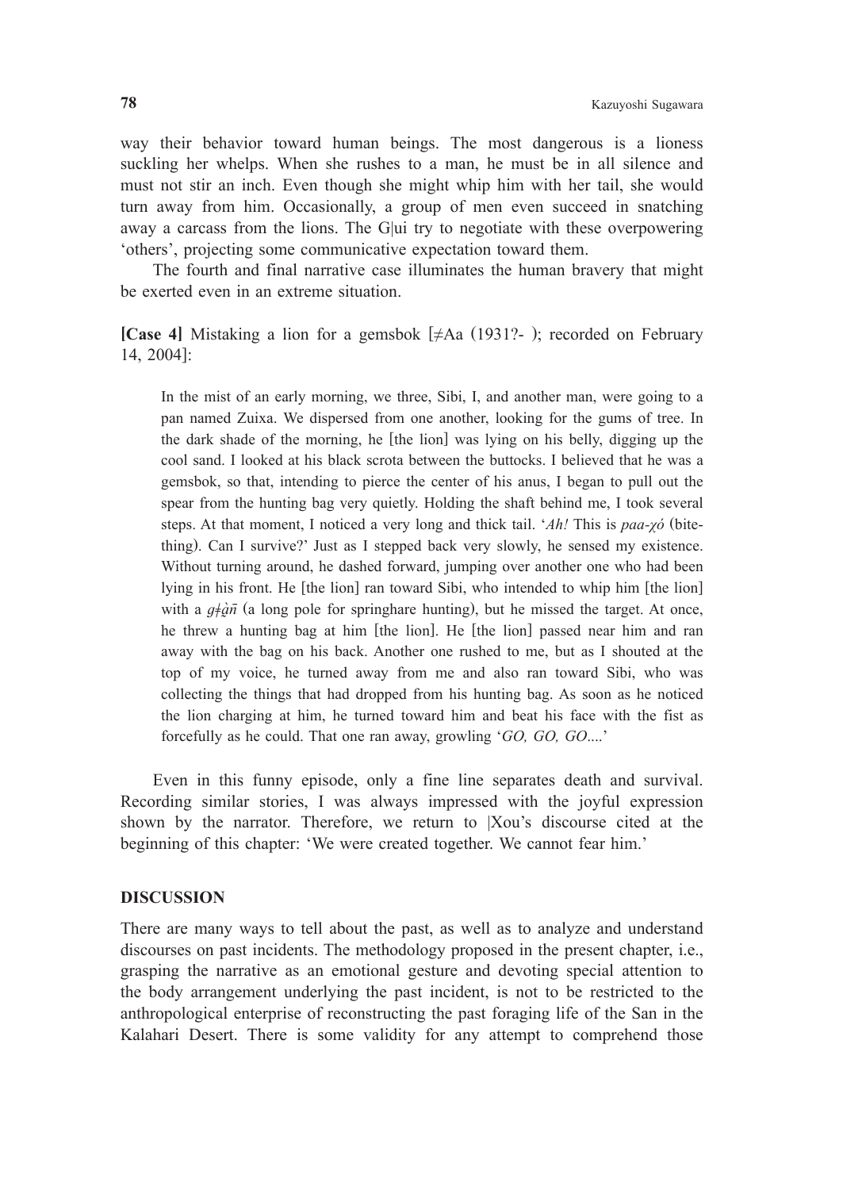way their behavior toward human beings. The most dangerous is a lioness suckling her whelps. When she rushes to a man, he must be in all silence and must not stir an inch. Even though she might whip him with her tail, she would turn away from him. Occasionally, a group of men even succeed in snatching away a carcass from the lions. The G|ui try to negotiate with these overpowering 'others', projecting some communicative expectation toward them.

The fourth and final narrative case illuminates the human bravery that might be exerted even in an extreme situation.

**[Case 4]** Mistaking a lion for a gemsbok [≠Aa (1931?- ); recorded on February 14, 2004]:

> In the mist of an early morning, we three, Sibi, I, and another man, were going to a pan named Zuixa. We dispersed from one another, looking for the gums of tree. In the dark shade of the morning, he [the lion] was lying on his belly, digging up the cool sand. I looked at his black scrota between the buttocks. I believed that he was a gemsbok, so that, intending to pierce the center of his anus, I began to pull out the spear from the hunting bag very quietly. Holding the shaft behind me, I took several steps. At that moment, I noticed a very long and thick tail. '*Ah!* This is *paa-χó* (bite-thing). Can I survive?' Just as I stepped back very slowly, he sensed my existence. Without turning around, he dashed forward, jumping over another one who had been lying in his front. He [the lion] ran toward Sibi, who intended to whip him [the lion] with a *g‡ǹ̰ñ* (a long pole for springhare hunting), but he missed the target. At once, he threw a hunting bag at him [the lion]. He [the lion] passed near him and ran away with the bag on his back. Another one rushed to me, but as I shouted at the top of my voice, he turned away from me and also ran toward Sibi, who was collecting the things that had dropped from his hunting bag. As soon as he noticed the lion charging at him, he turned toward him and beat his face with the fist as forcefully as he could. That one ran away, growling '*GO, GO, GO*....'

Even in this funny episode, only a fine line separates death and survival. Recording similar stories, I was always impressed with the joyful expression shown by the narrator. Therefore, we return to |Xou's discourse cited at the beginning of this chapter: 'We were created together. We cannot fear him.'

## DISCUSSION

There are many ways to tell about the past, as well as to analyze and understand discourses on past incidents. The methodology proposed in the present chapter, i.e., grasping the narrative as an emotional gesture and devoting special attention to the body arrangement underlying the past incident, is not to be restricted to the anthropological enterprise of reconstructing the past foraging life of the San in the Kalahari Desert. There is some validity for any attempt to comprehend those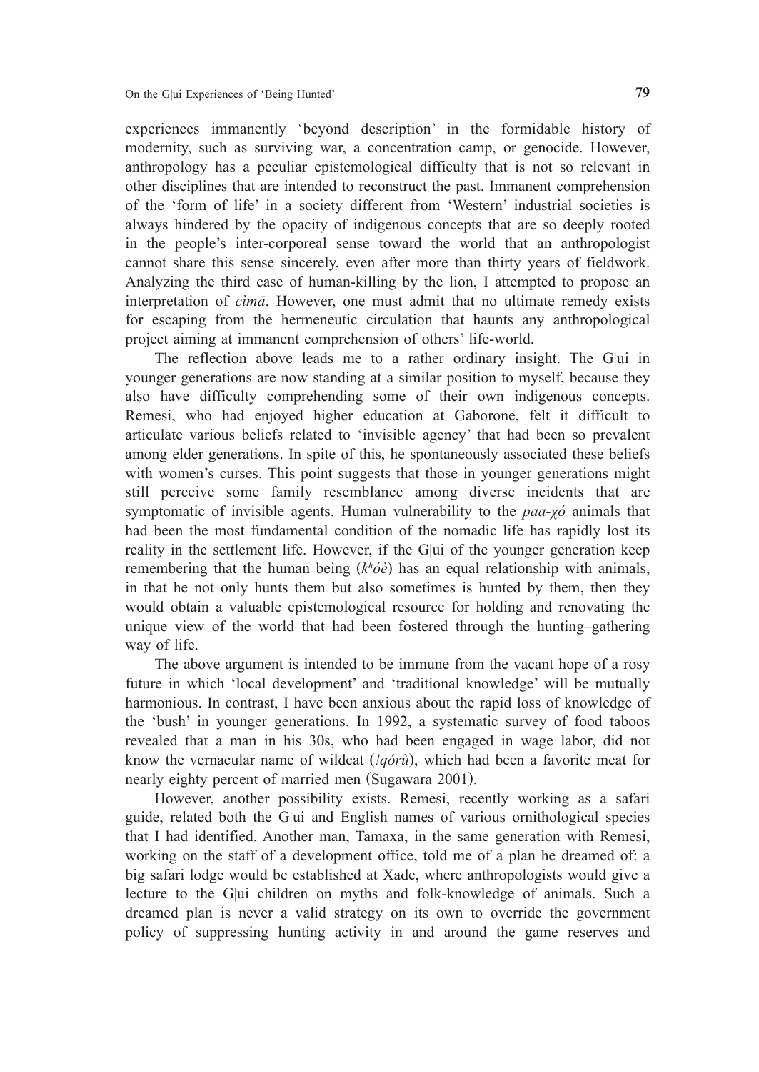experiences immanently 'beyond description' in the formidable history of modernity, such as surviving war, a concentration camp, or genocide. However, anthropology has a peculiar epistemological difficulty that is not so relevant in other disciplines that are intended to reconstruct the past. Immanent comprehension of the 'form of life' in a society different from 'Western' industrial societies is always hindered by the opacity of indigenous concepts that are so deeply rooted in the people's inter-corporeal sense toward the world that an anthropologist cannot share this sense sincerely, even after more than thirty years of fieldwork. Analyzing the third case of human-killing by the lion, I attempted to propose an interpretation of *cìmā*. However, one must admit that no ultimate remedy exists for escaping from the hermeneutic circulation that haunts any anthropological project aiming at immanent comprehension of others' life-world.

The reflection above leads me to a rather ordinary insight. The G|ui in younger generations are now standing at a similar position to myself, because they also have difficulty comprehending some of their own indigenous concepts. Remesi, who had enjoyed higher education at Gaborone, felt it difficult to articulate various beliefs related to 'invisible agency' that had been so prevalent among elder generations. In spite of this, he spontaneously associated these beliefs with women's curses. This point suggests that those in younger generations might still perceive some family resemblance among diverse incidents that are symptomatic of invisible agents. Human vulnerability to the *paa-χó* animals that had been the most fundamental condition of the nomadic life has rapidly lost its reality in the settlement life. However, if the G|ui of the younger generation keep remembering that the human being (*kʰóè*) has an equal relationship with animals, in that he not only hunts them but also sometimes is hunted by them, then they would obtain a valuable epistemological resource for holding and renovating the unique view of the world that had been fostered through the hunting–gathering way of life.

The above argument is intended to be immune from the vacant hope of a rosy future in which 'local development' and 'traditional knowledge' will be mutually harmonious. In contrast, I have been anxious about the rapid loss of knowledge of the 'bush' in younger generations. In 1992, a systematic survey of food taboos revealed that a man in his 30s, who had been engaged in wage labor, did not know the vernacular name of wildcat (*!qórù*), which had been a favorite meat for nearly eighty percent of married men (Sugawara 2001).

However, another possibility exists. Remesi, recently working as a safari guide, related both the G|ui and English names of various ornithological species that I had identified. Another man, Tamaxa, in the same generation with Remesi, working on the staff of a development office, told me of a plan he dreamed of: a big safari lodge would be established at Xade, where anthropologists would give a lecture to the G|ui children on myths and folk-knowledge of animals. Such a dreamed plan is never a valid strategy on its own to override the government policy of suppressing hunting activity in and around the game reserves and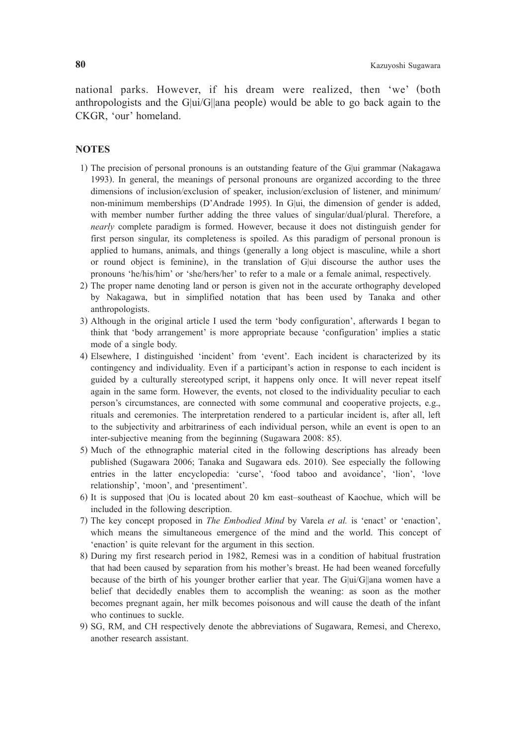national parks. However, if his dream were realized, then 'we' (both anthropologists and the G|ui/G||ana people) would be able to go back again to the CKGR, 'our' homeland.

## NOTES

1) The precision of personal pronouns is an outstanding feature of the G|ui grammar (Nakagawa 1993). In general, the meanings of personal pronouns are organized according to the three dimensions of inclusion/exclusion of speaker, inclusion/exclusion of listener, and minimum/non-minimum memberships (D'Andrade 1995). In G|ui, the dimension of gender is added, with member number further adding the three values of singular/dual/plural. Therefore, a *nearly* complete paradigm is formed. However, because it does not distinguish gender for first person singular, its completeness is spoiled. As this paradigm of personal pronoun is applied to humans, animals, and things (generally a long object is masculine, while a short or round object is feminine), in the translation of G|ui discourse the author uses the pronouns 'he/his/him' or 'she/hers/her' to refer to a male or a female animal, respectively.
2) The proper name denoting land or person is given not in the accurate orthography developed by Nakagawa, but in simplified notation that has been used by Tanaka and other anthropologists.
3) Although in the original article I used the term 'body configuration', afterwards I began to think that 'body arrangement' is more appropriate because 'configuration' implies a static mode of a single body.
4) Elsewhere, I distinguished 'incident' from 'event'. Each incident is characterized by its contingency and individuality. Even if a participant's action in response to each incident is guided by a culturally stereotyped script, it happens only once. It will never repeat itself again in the same form. However, the events, not closed to the individuality peculiar to each person's circumstances, are connected with some communal and cooperative projects, e.g., rituals and ceremonies. The interpretation rendered to a particular incident is, after all, left to the subjectivity and arbitrariness of each individual person, while an event is open to an inter-subjective meaning from the beginning (Sugawara 2008: 85).
5) Much of the ethnographic material cited in the following descriptions has already been published (Sugawara 2006; Tanaka and Sugawara eds. 2010). See especially the following entries in the latter encyclopedia: 'curse', 'food taboo and avoidance', 'lion', 'love relationship', 'moon', and 'presentiment'.
6) It is supposed that |Ou is located about 20 km east–southeast of Kaochue, which will be included in the following description.
7) The key concept proposed in *The Embodied Mind* by Varela *et al.* is 'enact' or 'enaction', which means the simultaneous emergence of the mind and the world. This concept of 'enaction' is quite relevant for the argument in this section.
8) During my first research period in 1982, Remesi was in a condition of habitual frustration that had been caused by separation from his mother's breast. He had been weaned forcefully because of the birth of his younger brother earlier that year. The G|ui/G||ana women have a belief that decidedly enables them to accomplish the weaning: as soon as the mother becomes pregnant again, her milk becomes poisonous and will cause the death of the infant who continues to suckle.
9) SG, RM, and CH respectively denote the abbreviations of Sugawara, Remesi, and Cherexo, another research assistant.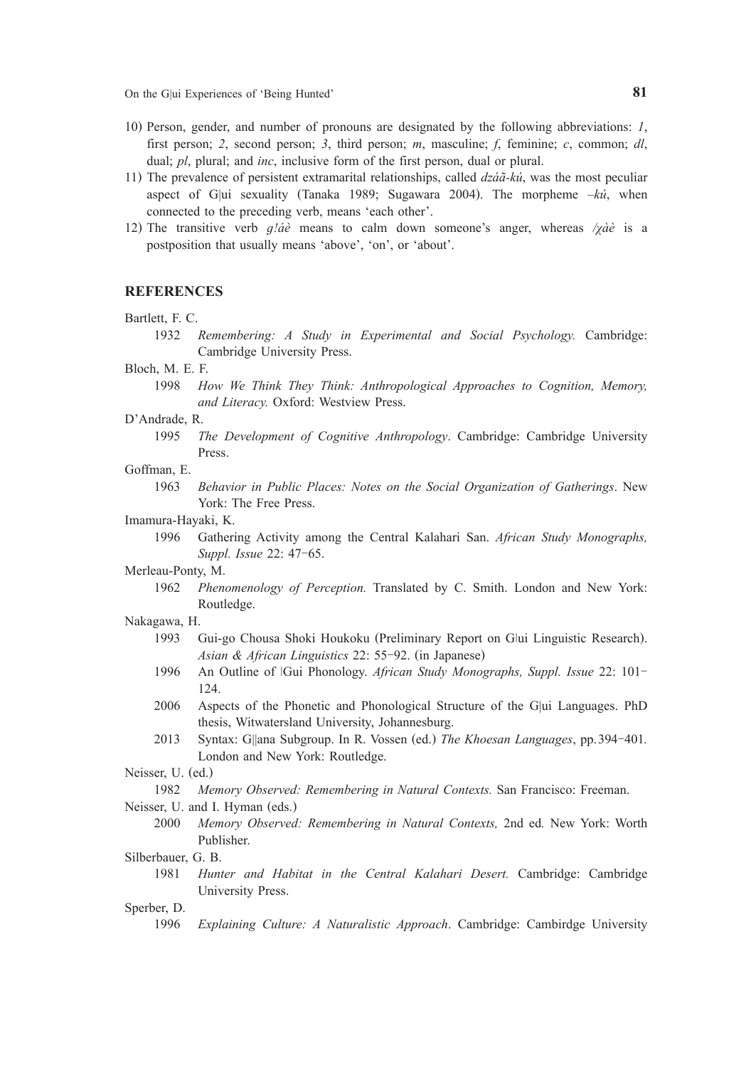10) Person, gender, and number of pronouns are designated by the following abbreviations: *1*, first person; *2*, second person; *3*, third person; *m*, masculine; *f*, feminine; *c*, common; *dl*, dual; *pl*, plural; and *inc*, inclusive form of the first person, dual or plural.
11) The prevalence of persistent extramarital relationships, called *dzáã-kú*, was the most peculiar aspect of G|ui sexuality (Tanaka 1989; Sugawara 2004). The morpheme *–kú*, when connected to the preceding verb, means 'each other'.
12) The transitive verb *g!áè* means to calm down someone's anger, whereas */χàè* is a postposition that usually means 'above', 'on', or 'about'.

## REFERENCES

Bartlett, F. C.

1932 *Remembering: A Study in Experimental and Social Psychology.* Cambridge: Cambridge University Press.

Bloch, M. E. F.

1998 *How We Think They Think: Anthropological Approaches to Cognition, Memory, and Literacy.* Oxford: Westview Press.

D'Andrade, R.

1995 *The Development of Cognitive Anthropology*. Cambridge: Cambridge University Press.

Goffman, E.

1963 *Behavior in Public Places: Notes on the Social Organization of Gatherings*. New York: The Free Press.

Imamura-Hayaki, K.

1996 Gathering Activity among the Central Kalahari San. *African Study Monographs, Suppl. Issue* 22: 47–65.

Merleau-Ponty, M.

1962 *Phenomenology of Perception.* Translated by C. Smith. London and New York: Routledge.

Nakagawa, H.

1993 Gui-go Chousa Shoki Houkoku (Preliminary Report on G|ui Linguistic Research). *Asian & African Linguistics* 22: 55–92. (in Japanese)

1996 An Outline of |Gui Phonology. *African Study Monographs, Suppl. Issue* 22: 101–124.

2006 Aspects of the Phonetic and Phonological Structure of the G|ui Languages. PhD thesis, Witwatersland University, Johannesburg.

2013 Syntax: G||ana Subgroup. In R. Vossen (ed.) *The Khoesan Languages*, pp. 394–401. London and New York: Routledge.

Neisser, U. (ed.)

1982 *Memory Observed: Remembering in Natural Contexts.* San Francisco: Freeman.

Neisser, U. and I. Hyman (eds.)

2000 *Memory Observed: Remembering in Natural Contexts,* 2nd ed*.* New York: Worth Publisher.

Silberbauer, G. B.

1981 *Hunter and Habitat in the Central Kalahari Desert.* Cambridge: Cambridge University Press.

Sperber, D.

1996 *Explaining Culture: A Naturalistic Approach*. Cambridge: Cambirdge University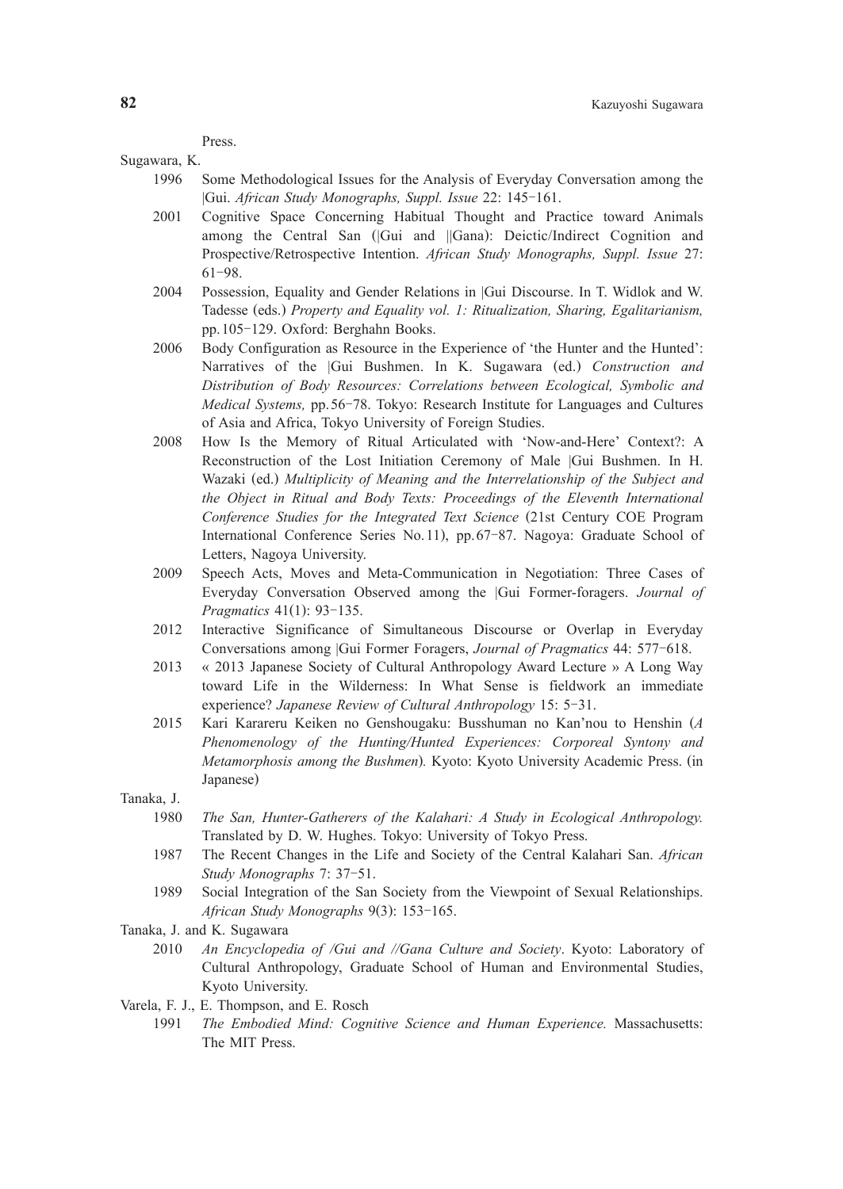Press.

Sugawara, K.

1996 Some Methodological Issues for the Analysis of Everyday Conversation among the |Gui. *African Study Monographs, Suppl. Issue* 22: 145–161.

2001 Cognitive Space Concerning Habitual Thought and Practice toward Animals among the Central San (|Gui and ||Gana): Deictic/Indirect Cognition and Prospective/Retrospective Intention. *African Study Monographs, Suppl. Issue* 27: 61–98.

2004 Possession, Equality and Gender Relations in |Gui Discourse. In T. Widlok and W. Tadesse (eds.) *Property and Equality vol. 1: Ritualization, Sharing, Egalitarianism,* pp. 105–129. Oxford: Berghahn Books.

2006 Body Configuration as Resource in the Experience of 'the Hunter and the Hunted': Narratives of the |Gui Bushmen. In K. Sugawara (ed.) *Construction and Distribution of Body Resources: Correlations between Ecological, Symbolic and Medical Systems,* pp. 56–78. Tokyo: Research Institute for Languages and Cultures of Asia and Africa, Tokyo University of Foreign Studies.

2008 How Is the Memory of Ritual Articulated with 'Now-and-Here' Context?: A Reconstruction of the Lost Initiation Ceremony of Male |Gui Bushmen. In H. Wazaki (ed.) *Multiplicity of Meaning and the Interrelationship of the Subject and the Object in Ritual and Body Texts: Proceedings of the Eleventh International Conference Studies for the Integrated Text Science* (21st Century COE Program International Conference Series No. 11), pp. 67–87. Nagoya: Graduate School of Letters, Nagoya University.

2009 Speech Acts, Moves and Meta-Communication in Negotiation: Three Cases of Everyday Conversation Observed among the |Gui Former-foragers. *Journal of Pragmatics* 41(1): 93–135.

2012 Interactive Significance of Simultaneous Discourse or Overlap in Everyday Conversations among |Gui Former Foragers, *Journal of Pragmatics* 44: 577–618.

2013 « 2013 Japanese Society of Cultural Anthropology Award Lecture » A Long Way toward Life in the Wilderness: In What Sense is fieldwork an immediate experience? *Japanese Review of Cultural Anthropology* 15: 5–31.

2015 Kari Karareru Keiken no Genshougaku: Busshuman no Kan'nou to Henshin (*A Phenomenology of the Hunting/Hunted Experiences: Corporeal Syntony and Metamorphosis among the Bushmen*). Kyoto: Kyoto University Academic Press. (in Japanese)

Tanaka, J.

1980 *The San, Hunter-Gatherers of the Kalahari: A Study in Ecological Anthropology.* Translated by D. W. Hughes. Tokyo: University of Tokyo Press.

1987 The Recent Changes in the Life and Society of the Central Kalahari San. *African Study Monographs* 7: 37–51.

1989 Social Integration of the San Society from the Viewpoint of Sexual Relationships. *African Study Monographs* 9(3): 153–165.

Tanaka, J. and K. Sugawara

2010 *An Encyclopedia of /Gui and //Gana Culture and Society*. Kyoto: Laboratory of Cultural Anthropology, Graduate School of Human and Environmental Studies, Kyoto University.

Varela, F. J., E. Thompson, and E. Rosch

1991 *The Embodied Mind: Cognitive Science and Human Experience.* Massachusetts: The MIT Press.